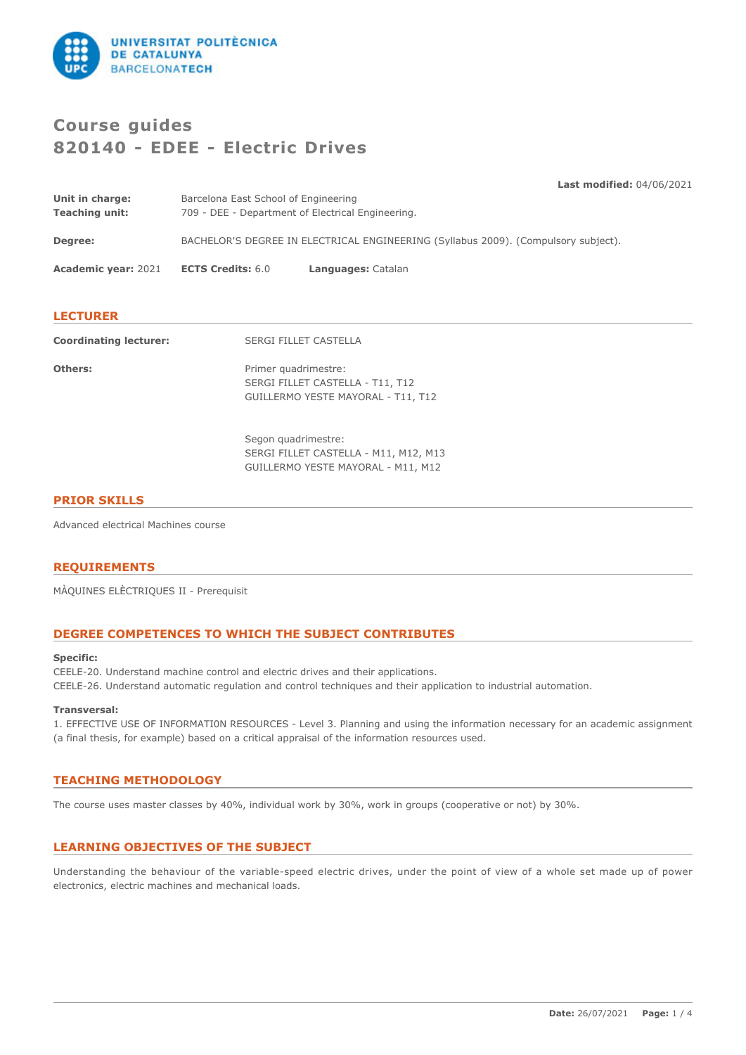# Course guides
# 820140 - EDEE - Electric Drives

**Last modified:** 04/06/2021

**Unit in charge:** Barcelona East School of Engineering
**Teaching unit:** 709 - DEE - Department of Electrical Engineering.

**Degree:** BACHELOR'S DEGREE IN ELECTRICAL ENGINEERING (Syllabus 2009). (Compulsory subject).

**Academic year:** 2021 **ECTS Credits:** 6.0 **Languages:** Catalan

## LECTURER

**Coordinating lecturer:** SERGI FILLET CASTELLA

**Others:**
Primer quadrimestre:
SERGI FILLET CASTELLA - T11, T12
GUILLERMO YESTE MAYORAL - T11, T12

Segon quadrimestre:
SERGI FILLET CASTELLA - M11, M12, M13
GUILLERMO YESTE MAYORAL - M11, M12

## PRIOR SKILLS

Advanced electrical Machines course

## REQUIREMENTS

MÀQUINES ELÈCTRIQUES II - Prerequisit

## DEGREE COMPETENCES TO WHICH THE SUBJECT CONTRIBUTES

**Specific:**
CEELE-20. Understand machine control and electric drives and their applications.
CEELE-26. Understand automatic regulation and control techniques and their application to industrial automation.

**Transversal:**
1. EFFECTIVE USE OF INFORMATI0N RESOURCES - Level 3. Planning and using the information necessary for an academic assignment (a final thesis, for example) based on a critical appraisal of the information resources used.

## TEACHING METHODOLOGY

The course uses master classes by 40%, individual work by 30%, work in groups (cooperative or not) by 30%.

## LEARNING OBJECTIVES OF THE SUBJECT

Understanding the behaviour of the variable-speed electric drives, under the point of view of a whole set made up of power electronics, electric machines and mechanical loads.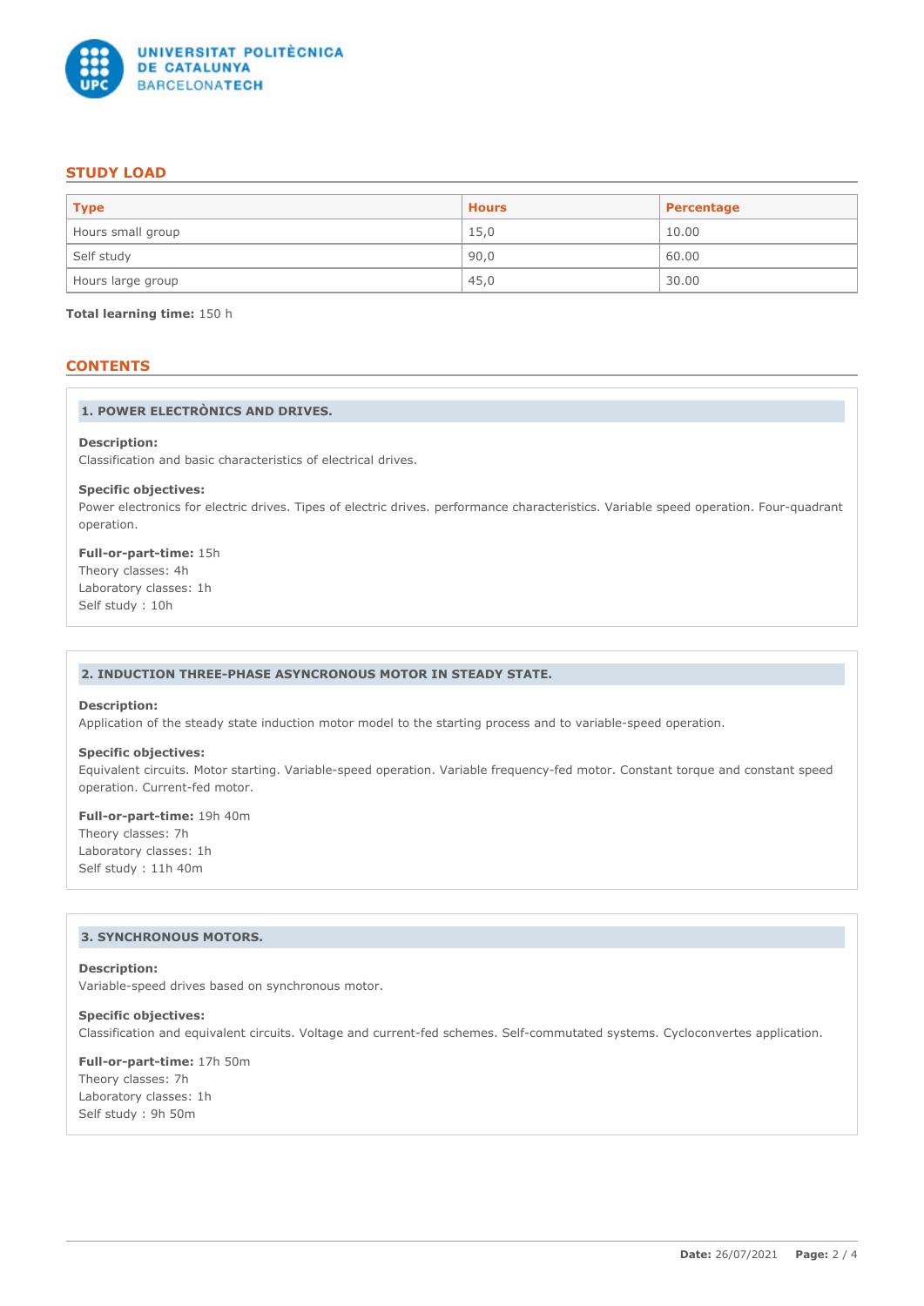## STUDY LOAD

| Type | Hours | Percentage |
|---|---|---|
| Hours small group | 15,0 | 10.00 |
| Self study | 90,0 | 60.00 |
| Hours large group | 45,0 | 30.00 |

**Total learning time:** 150 h

## CONTENTS

### 1. POWER ELECTRÒNICS AND DRIVES.

**Description:**
Classification and basic characteristics of electrical drives.

**Specific objectives:**
Power electronics for electric drives. Tipes of electric drives. performance characteristics. Variable speed operation. Four-quadrant operation.

**Full-or-part-time:** 15h
Theory classes: 4h
Laboratory classes: 1h
Self study : 10h

### 2. INDUCTION THREE-PHASE ASYNCRONOUS MOTOR IN STEADY STATE.

**Description:**
Application of the steady state induction motor model to the starting process and to variable-speed operation.

**Specific objectives:**
Equivalent circuits. Motor starting. Variable-speed operation. Variable frequency-fed motor. Constant torque and constant speed operation. Current-fed motor.

**Full-or-part-time:** 19h 40m
Theory classes: 7h
Laboratory classes: 1h
Self study : 11h 40m

### 3. SYNCHRONOUS MOTORS.

**Description:**
Variable-speed drives based on synchronous motor.

**Specific objectives:**
Classification and equivalent circuits. Voltage and current-fed schemes. Self-commutated systems. Cycloconvertes application.

**Full-or-part-time:** 17h 50m
Theory classes: 7h
Laboratory classes: 1h
Self study : 9h 50m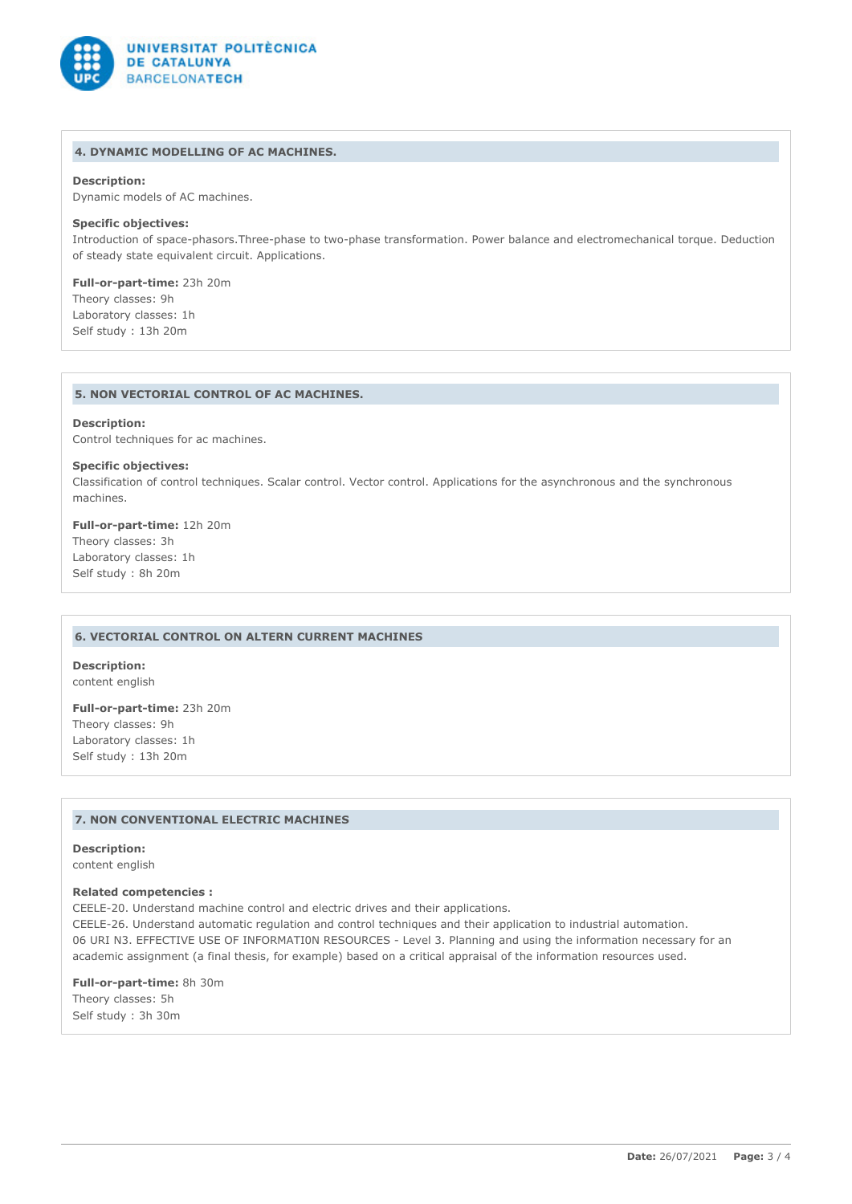### 4. DYNAMIC MODELLING OF AC MACHINES.

**Description:**
Dynamic models of AC machines.

**Specific objectives:**
Introduction of space-phasors.Three-phase to two-phase transformation. Power balance and electromechanical torque. Deduction of steady state equivalent circuit. Applications.

**Full-or-part-time:** 23h 20m
Theory classes: 9h
Laboratory classes: 1h
Self study : 13h 20m

### 5. NON VECTORIAL CONTROL OF AC MACHINES.

**Description:**
Control techniques for ac machines.

**Specific objectives:**
Classification of control techniques. Scalar control. Vector control. Applications for the asynchronous and the synchronous machines.

**Full-or-part-time:** 12h 20m
Theory classes: 3h
Laboratory classes: 1h
Self study : 8h 20m

### 6. VECTORIAL CONTROL ON ALTERN CURRENT MACHINES

**Description:**
content english

**Full-or-part-time:** 23h 20m
Theory classes: 9h
Laboratory classes: 1h
Self study : 13h 20m

### 7. NON CONVENTIONAL ELECTRIC MACHINES

**Description:**
content english

**Related competencies :**
CEELE-20. Understand machine control and electric drives and their applications.
CEELE-26. Understand automatic regulation and control techniques and their application to industrial automation.
06 URI N3. EFFECTIVE USE OF INFORMATI0N RESOURCES - Level 3. Planning and using the information necessary for an academic assignment (a final thesis, for example) based on a critical appraisal of the information resources used.

**Full-or-part-time:** 8h 30m
Theory classes: 5h
Self study : 3h 30m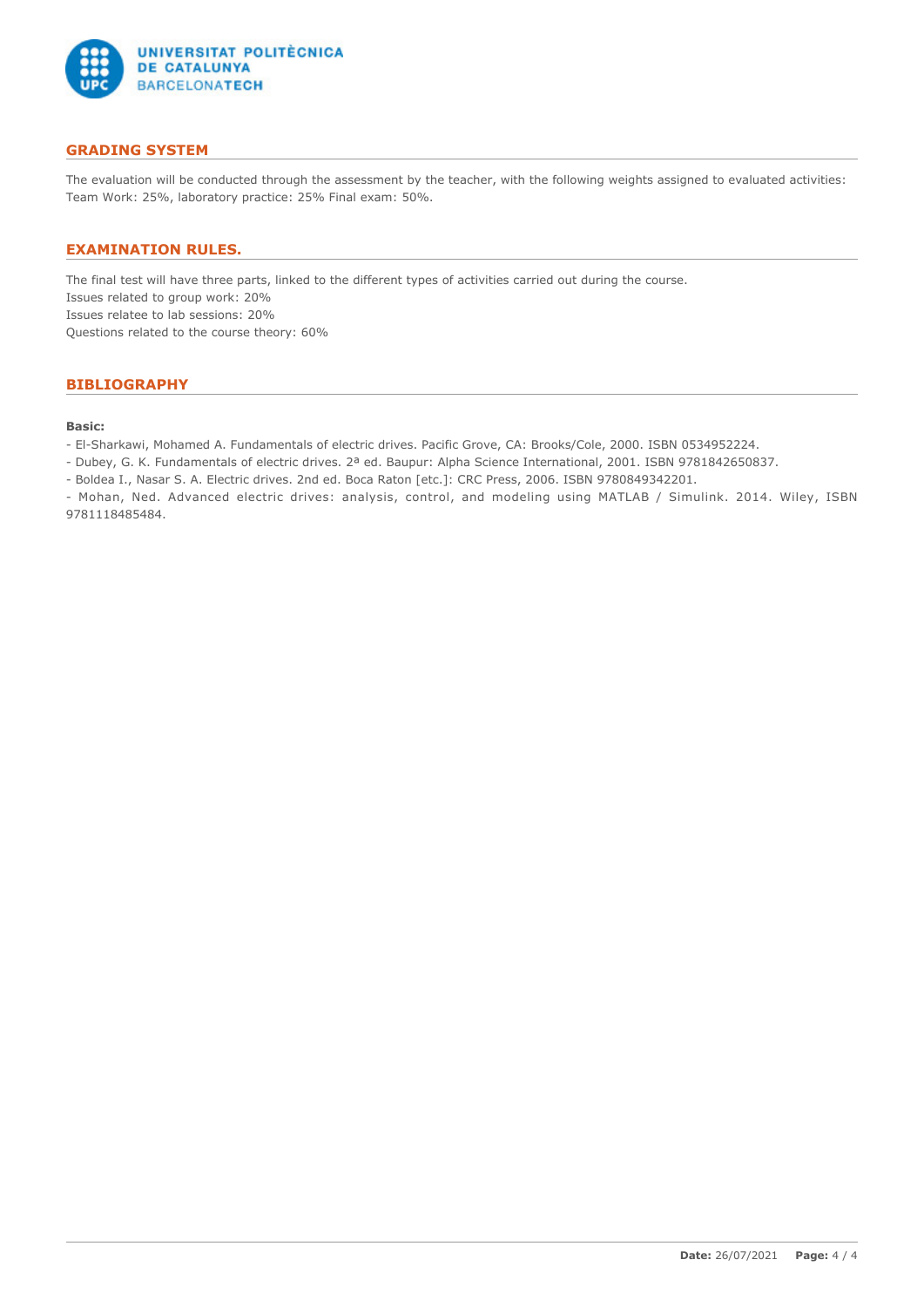## GRADING SYSTEM

The evaluation will be conducted through the assessment by the teacher, with the following weights assigned to evaluated activities: Team Work: 25%, laboratory practice: 25% Final exam: 50%.

## EXAMINATION RULES.

The final test will have three parts, linked to the different types of activities carried out during the course.
Issues related to group work: 20%
Issues relatee to lab sessions: 20%
Questions related to the course theory: 60%

## BIBLIOGRAPHY

**Basic:**

- El-Sharkawi, Mohamed A. Fundamentals of electric drives. Pacific Grove, CA: Brooks/Cole, 2000. ISBN 0534952224.
- Dubey, G. K. Fundamentals of electric drives. 2ª ed. Baupur: Alpha Science International, 2001. ISBN 9781842650837.
- Boldea I., Nasar S. A. Electric drives. 2nd ed. Boca Raton [etc.]: CRC Press, 2006. ISBN 9780849342201.
- Mohan, Ned. Advanced electric drives: analysis, control, and modeling using MATLAB / Simulink. 2014. Wiley, ISBN 9781118485484.